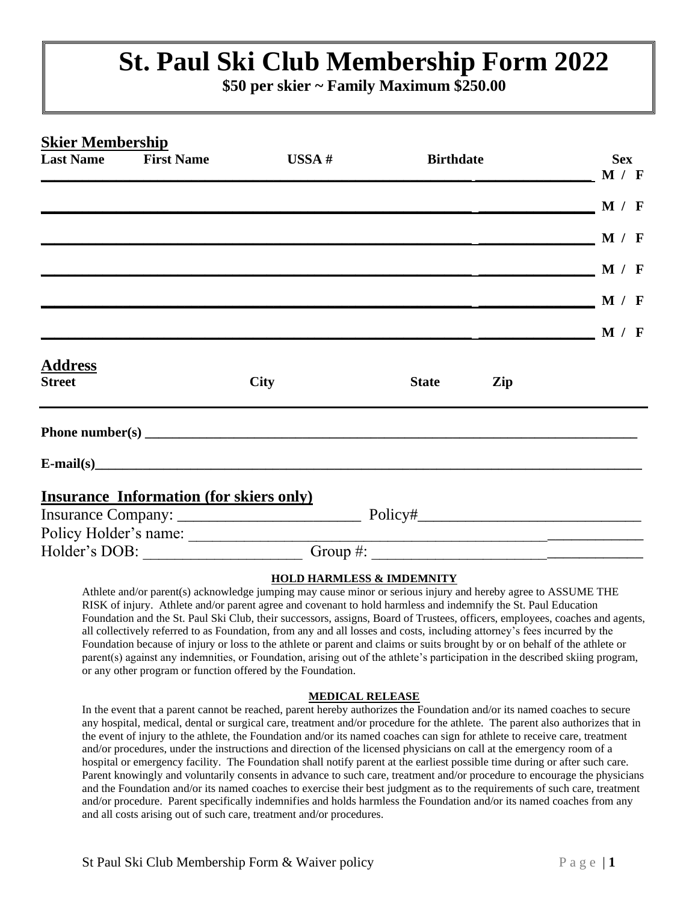# St. Paul Ski Club Membership Form 2022

**\$50 per skier ~ Family Maximum \$250.00**

## Skier Membership

| Last Name | First Name | USSA # | Birthdate | Sex |
|---|---|---|---|---|
| | | | | M / F |
| | | | | M / F |
| | | | | M / F |
| | | | | M / F |
| | | | | M / F |
| | | | | M / F |

## Address

| Street | City | State | Zip |
|---|---|---|---|
| | | | |

**Phone number(s)** ______________________________________________

**E-mail(s)**______________________________________________

## Insurance Information (for skiers only)

Insurance Company: ________________________ Policy#____________________________

Policy Holder's name: ______________________________________________

Holder's DOB: ____________________ Group #: ______________________________

**HOLD HARMLESS & IMDEMNITY**

Athlete and/or parent(s) acknowledge jumping may cause minor or serious injury and hereby agree to ASSUME THE RISK of injury. Athlete and/or parent agree and covenant to hold harmless and indemnify the St. Paul Education Foundation and the St. Paul Ski Club, their successors, assigns, Board of Trustees, officers, employees, coaches and agents, all collectively referred to as Foundation, from any and all losses and costs, including attorney's fees incurred by the Foundation because of injury or loss to the athlete or parent and claims or suits brought by or on behalf of the athlete or parent(s) against any indemnities, or Foundation, arising out of the athlete's participation in the described skiing program, or any other program or function offered by the Foundation.

**MEDICAL RELEASE**

In the event that a parent cannot be reached, parent hereby authorizes the Foundation and/or its named coaches to secure any hospital, medical, dental or surgical care, treatment and/or procedure for the athlete. The parent also authorizes that in the event of injury to the athlete, the Foundation and/or its named coaches can sign for athlete to receive care, treatment and/or procedures, under the instructions and direction of the licensed physicians on call at the emergency room of a hospital or emergency facility. The Foundation shall notify parent at the earliest possible time during or after such care. Parent knowingly and voluntarily consents in advance to such care, treatment and/or procedure to encourage the physicians and the Foundation and/or its named coaches to exercise their best judgment as to the requirements of such care, treatment and/or procedure. Parent specifically indemnifies and holds harmless the Foundation and/or its named coaches from any and all costs arising out of such care, treatment and/or procedures.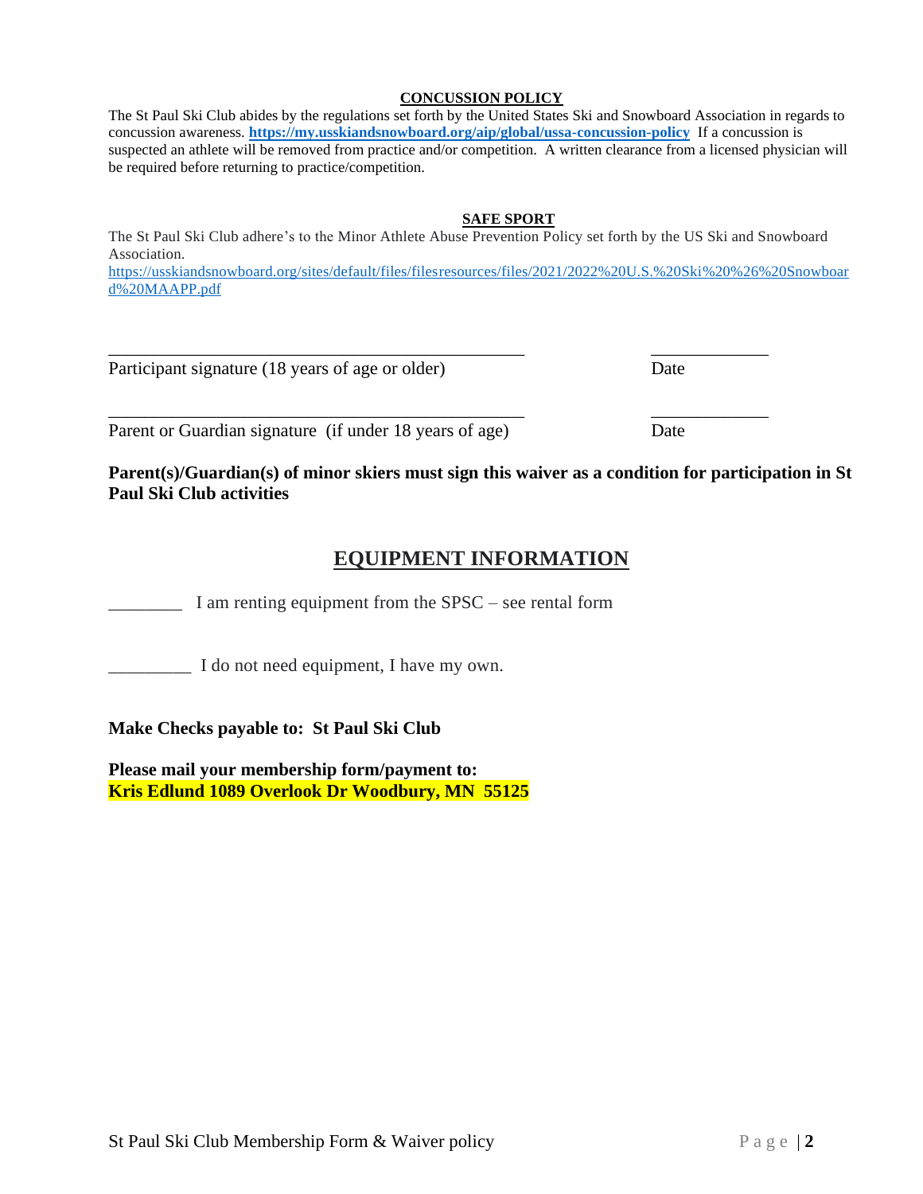**CONCUSSION POLICY**

The St Paul Ski Club abides by the regulations set forth by the United States Ski and Snowboard Association in regards to concussion awareness. **https://my.usskiandsnowboard.org/aip/global/ussa-concussion-policy** If a concussion is suspected an athlete will be removed from practice and/or competition. A written clearance from a licensed physician will be required before returning to practice/competition.

**SAFE SPORT**

The St Paul Ski Club adhere's to the Minor Athlete Abuse Prevention Policy set forth by the US Ski and Snowboard Association.
https://usskiandsnowboard.org/sites/default/files/filesresources/files/2021/2022%20U.S.%20Ski%20%26%20Snowboard%20MAAPP.pdf

_______________________________________________ _____________
Participant signature (18 years of age or older) Date

_______________________________________________ _____________
Parent or Guardian signature (if under 18 years of age) Date

**Parent(s)/Guardian(s) of minor skiers must sign this waiver as a condition for participation in St Paul Ski Club activities**

## EQUIPMENT INFORMATION

________ I am renting equipment from the SPSC – see rental form

_________ I do not need equipment, I have my own.

**Make Checks payable to: St Paul Ski Club**

**Please mail your membership form/payment to:**
**Kris Edlund 1089 Overlook Dr Woodbury, MN 55125**